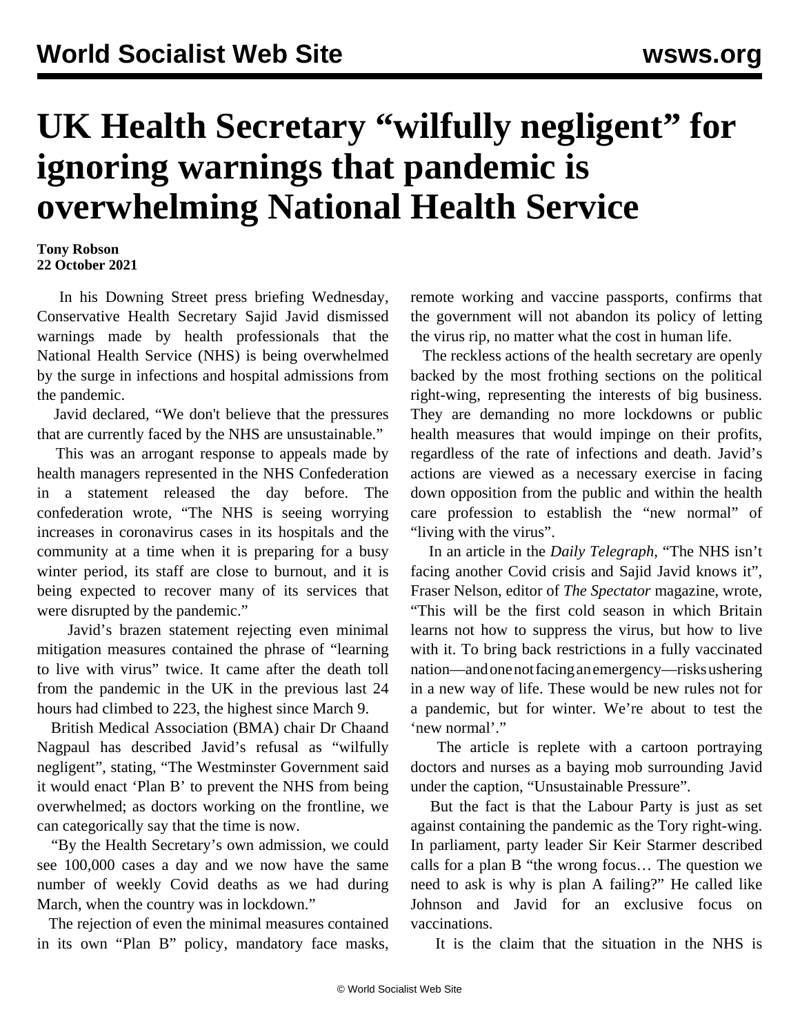# UK Health Secretary "wilfully negligent" for ignoring warnings that pandemic is overwhelming National Health Service

**Tony Robson**
**22 October 2021**

In his Downing Street press briefing Wednesday, Conservative Health Secretary Sajid Javid dismissed warnings made by health professionals that the National Health Service (NHS) is being overwhelmed by the surge in infections and hospital admissions from the pandemic.

Javid declared, "We don't believe that the pressures that are currently faced by the NHS are unsustainable."

This was an arrogant response to appeals made by health managers represented in the NHS Confederation in a statement released the day before. The confederation wrote, "The NHS is seeing worrying increases in coronavirus cases in its hospitals and the community at a time when it is preparing for a busy winter period, its staff are close to burnout, and it is being expected to recover many of its services that were disrupted by the pandemic."

Javid's brazen statement rejecting even minimal mitigation measures contained the phrase of "learning to live with virus" twice. It came after the death toll from the pandemic in the UK in the previous last 24 hours had climbed to 223, the highest since March 9.

British Medical Association (BMA) chair Dr Chaand Nagpaul has described Javid's refusal as "wilfully negligent", stating, "The Westminster Government said it would enact 'Plan B' to prevent the NHS from being overwhelmed; as doctors working on the frontline, we can categorically say that the time is now.

"By the Health Secretary's own admission, we could see 100,000 cases a day and we now have the same number of weekly Covid deaths as we had during March, when the country was in lockdown."

The rejection of even the minimal measures contained in its own "Plan B" policy, mandatory face masks, remote working and vaccine passports, confirms that the government will not abandon its policy of letting the virus rip, no matter what the cost in human life.

The reckless actions of the health secretary are openly backed by the most frothing sections on the political right-wing, representing the interests of big business. They are demanding no more lockdowns or public health measures that would impinge on their profits, regardless of the rate of infections and death. Javid's actions are viewed as a necessary exercise in facing down opposition from the public and within the health care profession to establish the "new normal" of "living with the virus".

In an article in the *Daily Telegraph*, "The NHS isn't facing another Covid crisis and Sajid Javid knows it", Fraser Nelson, editor of *The Spectator* magazine, wrote, "This will be the first cold season in which Britain learns not how to suppress the virus, but how to live with it. To bring back restrictions in a fully vaccinated nation—and one not facing an emergency—risks ushering in a new way of life. These would be new rules not for a pandemic, but for winter. We're about to test the 'new normal'."

The article is replete with a cartoon portraying doctors and nurses as a baying mob surrounding Javid under the caption, "Unsustainable Pressure".

But the fact is that the Labour Party is just as set against containing the pandemic as the Tory right-wing. In parliament, party leader Sir Keir Starmer described calls for a plan B "the wrong focus… The question we need to ask is why is plan A failing?" He called like Johnson and Javid for an exclusive focus on vaccinations.

It is the claim that the situation in the NHS is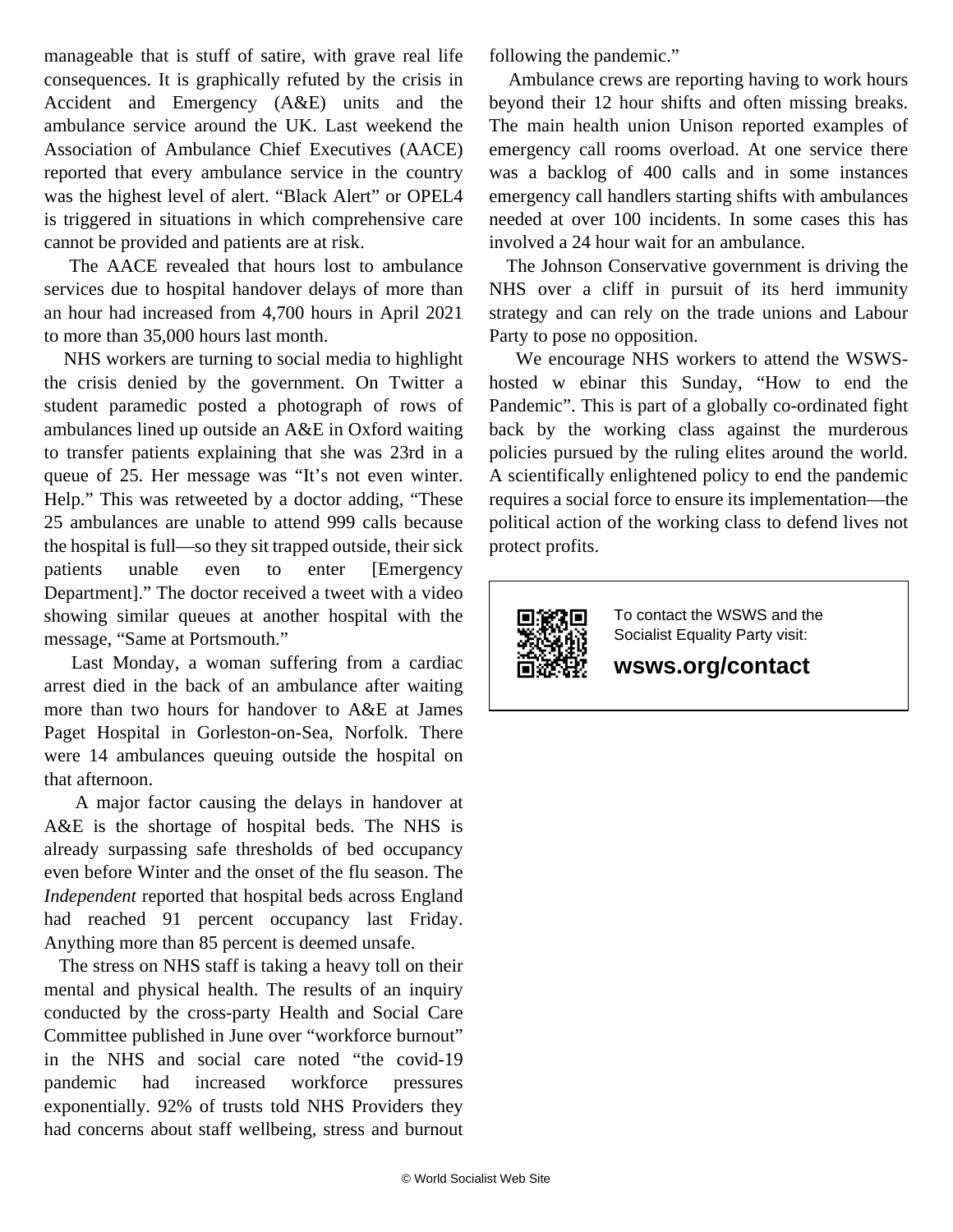manageable that is stuff of satire, with grave real life consequences. It is graphically refuted by the crisis in Accident and Emergency (A&E) units and the ambulance service around the UK. Last weekend the Association of Ambulance Chief Executives (AACE) reported that every ambulance service in the country was the highest level of alert. "Black Alert" or OPEL4 is triggered in situations in which comprehensive care cannot be provided and patients are at risk.

The AACE revealed that hours lost to ambulance services due to hospital handover delays of more than an hour had increased from 4,700 hours in April 2021 to more than 35,000 hours last month.

NHS workers are turning to social media to highlight the crisis denied by the government. On Twitter a student paramedic posted a photograph of rows of ambulances lined up outside an A&E in Oxford waiting to transfer patients explaining that she was 23rd in a queue of 25. Her message was "It's not even winter. Help." This was retweeted by a doctor adding, "These 25 ambulances are unable to attend 999 calls because the hospital is full—so they sit trapped outside, their sick patients unable even to enter [Emergency Department]." The doctor received a tweet with a video showing similar queues at another hospital with the message, "Same at Portsmouth."

Last Monday, a woman suffering from a cardiac arrest died in the back of an ambulance after waiting more than two hours for handover to A&E at James Paget Hospital in Gorleston-on-Sea, Norfolk. There were 14 ambulances queuing outside the hospital on that afternoon.

A major factor causing the delays in handover at A&E is the shortage of hospital beds. The NHS is already surpassing safe thresholds of bed occupancy even before Winter and the onset of the flu season. The *Independent* reported that hospital beds across England had reached 91 percent occupancy last Friday. Anything more than 85 percent is deemed unsafe.

The stress on NHS staff is taking a heavy toll on their mental and physical health. The results of an inquiry conducted by the cross-party Health and Social Care Committee published in June over "workforce burnout" in the NHS and social care noted "the covid-19 pandemic had increased workforce pressures exponentially. 92% of trusts told NHS Providers they had concerns about staff wellbeing, stress and burnout following the pandemic."

Ambulance crews are reporting having to work hours beyond their 12 hour shifts and often missing breaks. The main health union Unison reported examples of emergency call rooms overload. At one service there was a backlog of 400 calls and in some instances emergency call handlers starting shifts with ambulances needed at over 100 incidents. In some cases this has involved a 24 hour wait for an ambulance.

The Johnson Conservative government is driving the NHS over a cliff in pursuit of its herd immunity strategy and can rely on the trade unions and Labour Party to pose no opposition.

We encourage NHS workers to attend the WSWS-hosted w ebinar this Sunday, "How to end the Pandemic". This is part of a globally co-ordinated fight back by the working class against the murderous policies pursued by the ruling elites around the world. A scientifically enlightened policy to end the pandemic requires a social force to ensure its implementation—the political action of the working class to defend lives not protect profits.

To contact the WSWS and the Socialist Equality Party visit:

**wsws.org/contact**